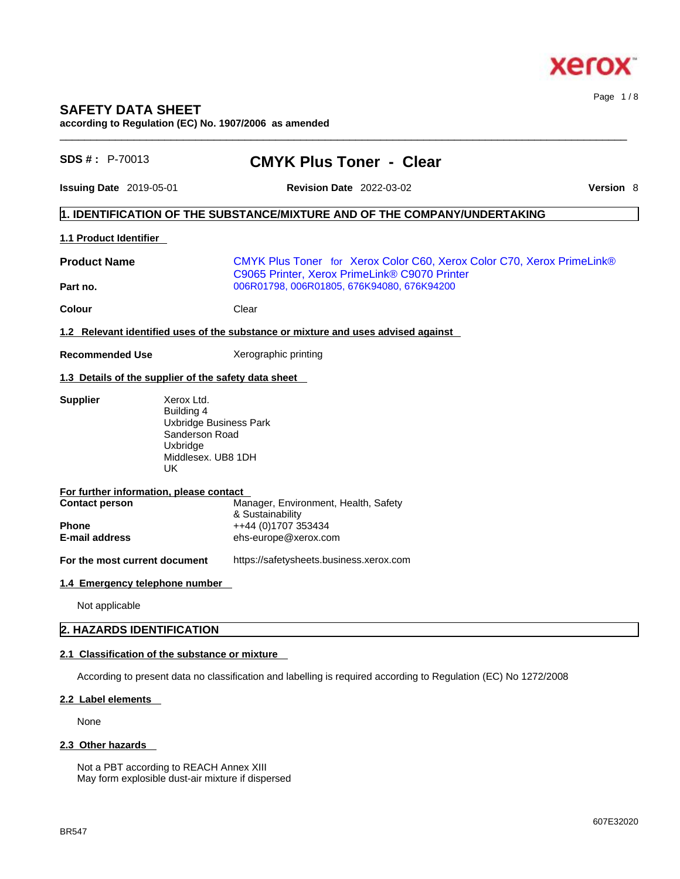# SAFETY DATA SHEET

**according to Regulation (EC) No. 1907/2006 as amended**

**SDS # :** P-70013

## CMYK Plus Toner - Clear

**Issuing Date** 2019-05-01 **Revision Date** 2022-03-02 **Version** 8

## 1. IDENTIFICATION OF THE SUBSTANCE/MIXTURE AND OF THE COMPANY/UNDERTAKING

### 1.1 Product Identifier

**Product Name** CMYK Plus Toner for Xerox Color C60, Xerox Color C70, Xerox PrimeLink® C9065 Printer, Xerox PrimeLink® C9070 Printer

**Part no.** 006R01798, 006R01805, 676K94080, 676K94200

**Colour** Clear

### 1.2 Relevant identified uses of the substance or mixture and uses advised against

**Recommended Use** Xerographic printing

### 1.3 Details of the supplier of the safety data sheet

**Supplier**
Xerox Ltd.
Building 4
Uxbridge Business Park
Sanderson Road
Uxbridge
Middlesex. UB8 1DH
UK

**For further information, please contact**

**Contact person** Manager, Environment, Health, Safety & Sustainability

**Phone** ++44 (0)1707 353434

**E-mail address** ehs-europe@xerox.com

**For the most current document** https://safetysheets.business.xerox.com

### 1.4 Emergency telephone number

Not applicable

## 2. HAZARDS IDENTIFICATION

### 2.1 Classification of the substance or mixture

According to present data no classification and labelling is required according to Regulation (EC) No 1272/2008

### 2.2 Label elements

None

### 2.3 Other hazards

Not a PBT according to REACH Annex XIII
May form explosible dust-air mixture if dispersed

BR547

607E32020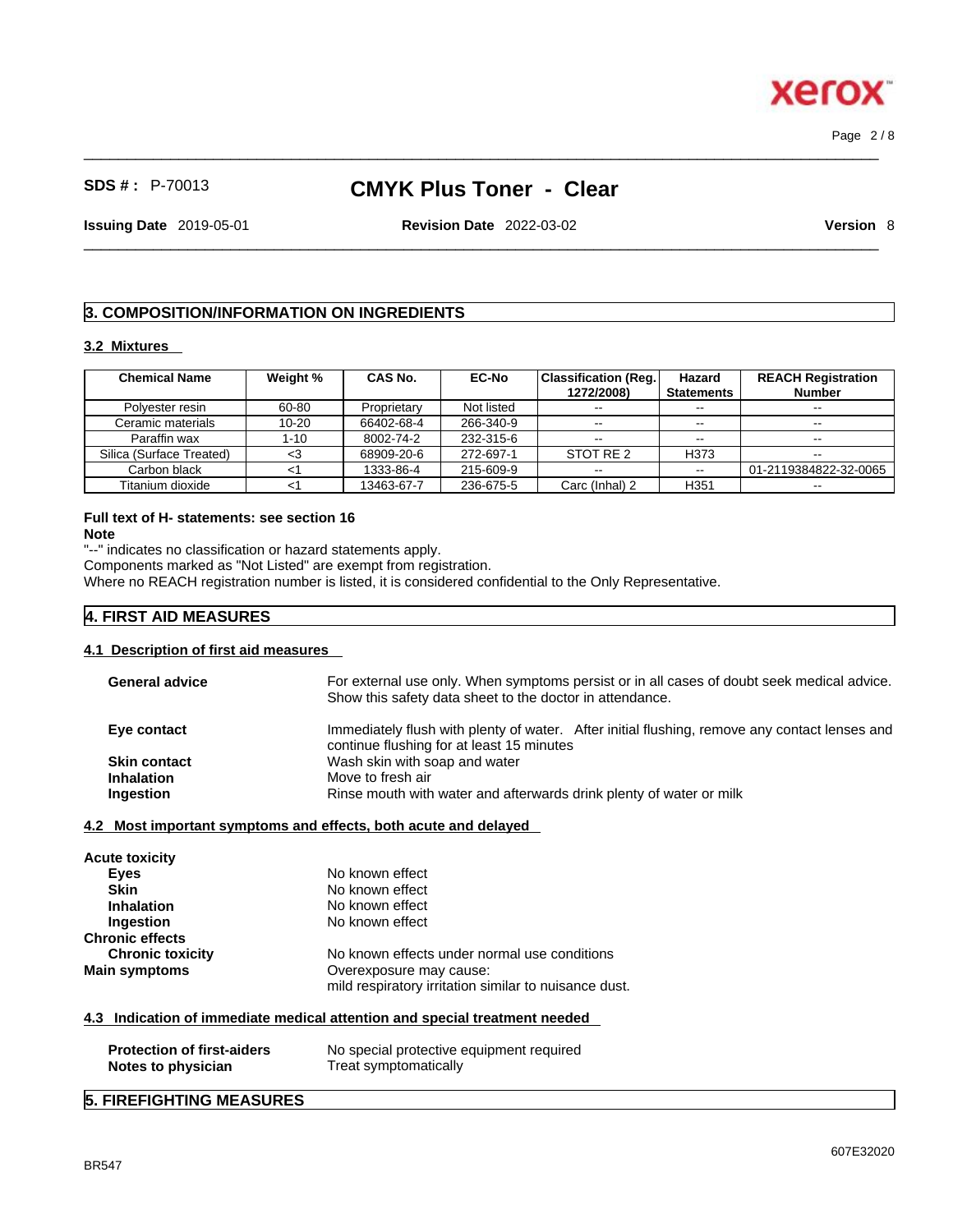## 3. COMPOSITION/INFORMATION ON INGREDIENTS

### 3.2 Mixtures

| Chemical Name | Weight % | CAS No. | EC-No | Classification (Reg. 1272/2008) | Hazard Statements | REACH Registration Number |
|---|---|---|---|---|---|---|
| Polyester resin | 60-80 | Proprietary | Not listed | -- | -- | -- |
| Ceramic materials | 10-20 | 66402-68-4 | 266-340-9 | -- | -- | -- |
| Paraffin wax | 1-10 | 8002-74-2 | 232-315-6 | -- | -- | -- |
| Silica (Surface Treated) | <3 | 68909-20-6 | 272-697-1 | STOT RE 2 | H373 | -- |
| Carbon black | <1 | 1333-86-4 | 215-609-9 | -- | -- | 01-2119384822-32-0065 |
| Titanium dioxide | <1 | 13463-67-7 | 236-675-5 | Carc (Inhal) 2 | H351 | -- |

**Full text of H- statements: see section 16**

**Note**

"--" indicates no classification or hazard statements apply.

Components marked as "Not Listed" are exempt from registration.

Where no REACH registration number is listed, it is considered confidential to the Only Representative.

## 4. FIRST AID MEASURES

### 4.1 Description of first aid measures

**General advice** For external use only. When symptoms persist or in all cases of doubt seek medical advice. Show this safety data sheet to the doctor in attendance.

**Eye contact** Immediately flush with plenty of water. After initial flushing, remove any contact lenses and continue flushing for at least 15 minutes

**Skin contact** Wash skin with soap and water

**Inhalation** Move to fresh air

**Ingestion** Rinse mouth with water and afterwards drink plenty of water or milk

### 4.2 Most important symptoms and effects, both acute and delayed

**Acute toxicity**

**Eyes** No known effect

**Skin** No known effect

**Inhalation** No known effect

**Ingestion** No known effect

**Chronic effects**

**Chronic toxicity** No known effects under normal use conditions

**Main symptoms** Overexposure may cause:
mild respiratory irritation similar to nuisance dust.

### 4.3 Indication of immediate medical attention and special treatment needed

**Protection of first-aiders** No special protective equipment required

**Notes to physician** Treat symptomatically

## 5. FIREFIGHTING MEASURES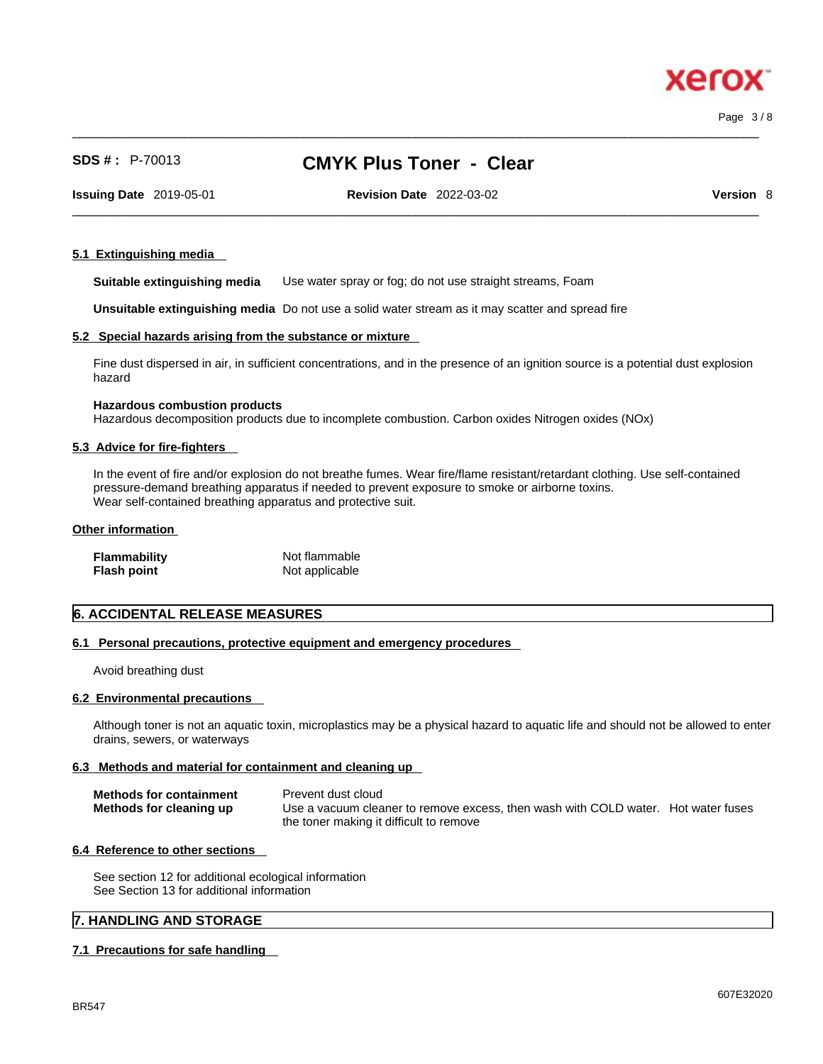### 5.1 Extinguishing media

**Suitable extinguishing media** Use water spray or fog; do not use straight streams, Foam

**Unsuitable extinguishing media** Do not use a solid water stream as it may scatter and spread fire

### 5.2 Special hazards arising from the substance or mixture

Fine dust dispersed in air, in sufficient concentrations, and in the presence of an ignition source is a potential dust explosion hazard

**Hazardous combustion products**
Hazardous decomposition products due to incomplete combustion. Carbon oxides Nitrogen oxides (NOx)

### 5.3 Advice for fire-fighters

In the event of fire and/or explosion do not breathe fumes. Wear fire/flame resistant/retardant clothing. Use self-contained pressure-demand breathing apparatus if needed to prevent exposure to smoke or airborne toxins.
Wear self-contained breathing apparatus and protective suit.

### Other information

| | |
|---|---|
| **Flammability** | Not flammable |
| **Flash point** | Not applicable |

## 6. ACCIDENTAL RELEASE MEASURES

### 6.1 Personal precautions, protective equipment and emergency procedures

Avoid breathing dust

### 6.2 Environmental precautions

Although toner is not an aquatic toxin, microplastics may be a physical hazard to aquatic life and should not be allowed to enter drains, sewers, or waterways

### 6.3 Methods and material for containment and cleaning up

| | |
|---|---|
| **Methods for containment** | Prevent dust cloud |
| **Methods for cleaning up** | Use a vacuum cleaner to remove excess, then wash with COLD water. Hot water fuses the toner making it difficult to remove |

### 6.4 Reference to other sections

See section 12 for additional ecological information
See Section 13 for additional information

## 7. HANDLING AND STORAGE

### 7.1 Precautions for safe handling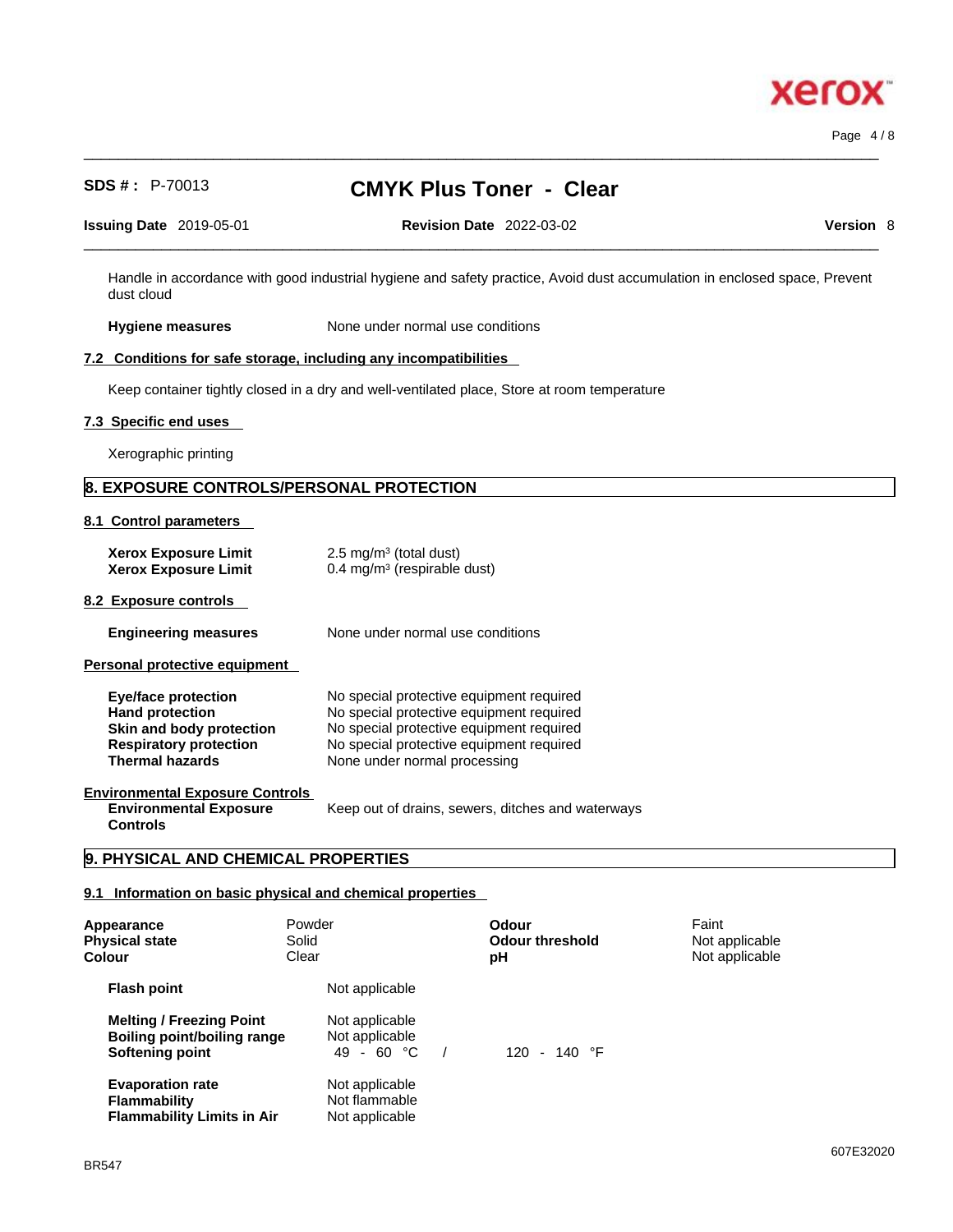Handle in accordance with good industrial hygiene and safety practice, Avoid dust accumulation in enclosed space, Prevent dust cloud

**Hygiene measures** None under normal use conditions

### 7.2 Conditions for safe storage, including any incompatibilities

Keep container tightly closed in a dry and well-ventilated place, Store at room temperature

### 7.3 Specific end uses

Xerographic printing

## 8. EXPOSURE CONTROLS/PERSONAL PROTECTION

### 8.1 Control parameters

| | |
|---|---|
| **Xerox Exposure Limit** | 2.5 mg/m³ (total dust) |
| **Xerox Exposure Limit** | 0.4 mg/m³ (respirable dust) |

### 8.2 Exposure controls

**Engineering measures** None under normal use conditions

**Personal protective equipment**

| | |
|---|---|
| **Eye/face protection** | No special protective equipment required |
| **Hand protection** | No special protective equipment required |
| **Skin and body protection** | No special protective equipment required |
| **Respiratory protection** | No special protective equipment required |
| **Thermal hazards** | None under normal processing |

**Environmental Exposure Controls**

**Environmental Exposure Controls** Keep out of drains, sewers, ditches and waterways

## 9. PHYSICAL AND CHEMICAL PROPERTIES

### 9.1 Information on basic physical and chemical properties

| | | | |
|---|---|---|---|
| **Appearance** | Powder | **Odour** | Faint |
| **Physical state** | Solid | **Odour threshold** | Not applicable |
| **Colour** | Clear | **pH** | Not applicable |

| | |
|---|---|
| **Flash point** | Not applicable |
| **Melting / Freezing Point** | Not applicable |
| **Boiling point/boiling range** | Not applicable |
| **Softening point** | 49 - 60 °C / 120 - 140 °F |
| **Evaporation rate** | Not applicable |
| **Flammability** | Not flammable |
| **Flammability Limits in Air** | Not applicable |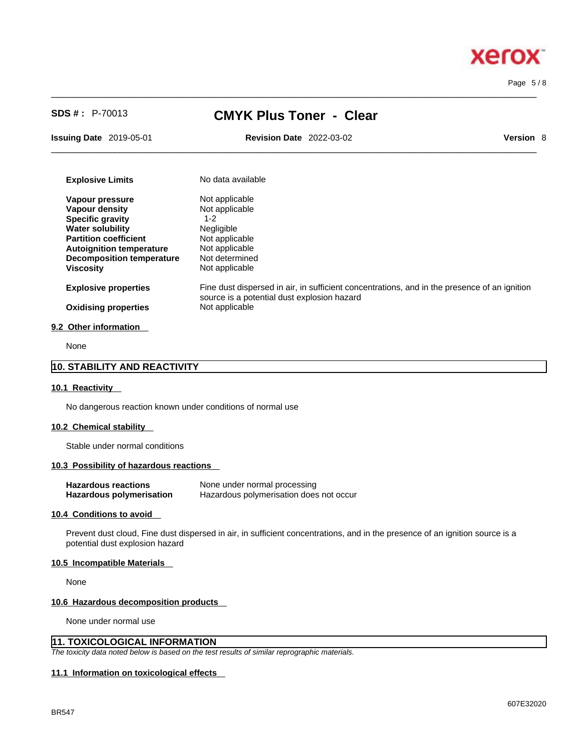| | |
|---|---|
| **Explosive Limits** | No data available |
| **Vapour pressure** | Not applicable |
| **Vapour density** | Not applicable |
| **Specific gravity** | 1-2 |
| **Water solubility** | Negligible |
| **Partition coefficient** | Not applicable |
| **Autoignition temperature** | Not applicable |
| **Decomposition temperature** | Not determined |
| **Viscosity** | Not applicable |
| **Explosive properties** | Fine dust dispersed in air, in sufficient concentrations, and in the presence of an ignition source is a potential dust explosion hazard |
| **Oxidising properties** | Not applicable |

### 9.2 Other information

None

## 10. STABILITY AND REACTIVITY

### 10.1 Reactivity

No dangerous reaction known under conditions of normal use

### 10.2 Chemical stability

Stable under normal conditions

### 10.3 Possibility of hazardous reactions

| | |
|---|---|
| **Hazardous reactions** | None under normal processing |
| **Hazardous polymerisation** | Hazardous polymerisation does not occur |

### 10.4 Conditions to avoid

Prevent dust cloud, Fine dust dispersed in air, in sufficient concentrations, and in the presence of an ignition source is a potential dust explosion hazard

### 10.5 Incompatible Materials

None

### 10.6 Hazardous decomposition products

None under normal use

## 11. TOXICOLOGICAL INFORMATION

*The toxicity data noted below is based on the test results of similar reprographic materials.*

### 11.1 Information on toxicological effects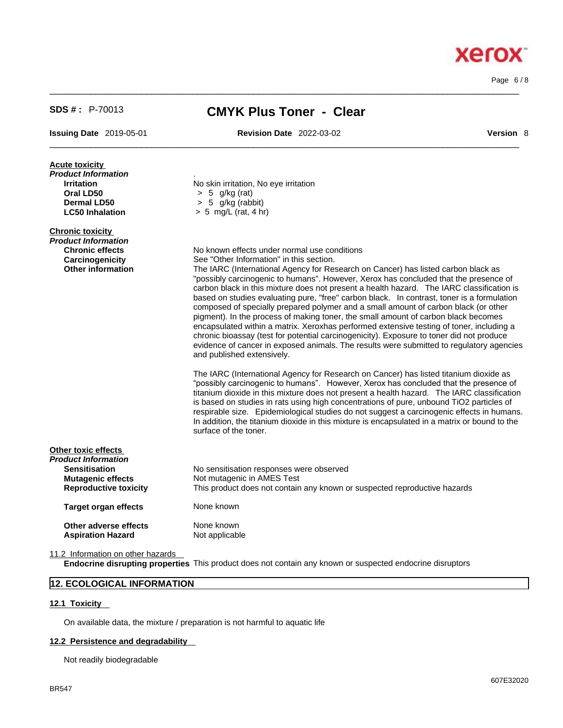**SDS # :** P-70013 **CMYK Plus Toner - Clear**

**Issuing Date** 2019-05-01 **Revision Date** 2022-03-02 **Version** 8

**Acute toxicity**

*Product Information*

| | |
|---|---|
| **Irritation** | No skin irritation, No eye irritation |
| **Oral LD50** | > 5 g/kg (rat) |
| **Dermal LD50** | > 5 g/kg (rabbit) |
| **LC50 Inhalation** | > 5 mg/L (rat, 4 hr) |

**Chronic toxicity**

*Product Information*

**Chronic effects** No known effects under normal use conditions

**Carcinogenicity** See "Other Information" in this section.

**Other information** The IARC (International Agency for Research on Cancer) has listed carbon black as "possibly carcinogenic to humans". However, Xerox has concluded that the presence of carbon black in this mixture does not present a health hazard. The IARC classification is based on studies evaluating pure, "free" carbon black. In contrast, toner is a formulation composed of specially prepared polymer and a small amount of carbon black (or other pigment). In the process of making toner, the small amount of carbon black becomes encapsulated within a matrix. Xeroxhas performed extensive testing of toner, including a chronic bioassay (test for potential carcinogenicity). Exposure to toner did not produce evidence of cancer in exposed animals. The results were submitted to regulatory agencies and published extensively.

The IARC (International Agency for Research on Cancer) has listed titanium dioxide as “possibly carcinogenic to humans”. However, Xerox has concluded that the presence of titanium dioxide in this mixture does not present a health hazard. The IARC classification is based on studies in rats using high concentrations of pure, unbound TiO2 particles of respirable size. Epidemiological studies do not suggest a carcinogenic effects in humans. In addition, the titanium dioxide in this mixture is encapsulated in a matrix or bound to the surface of the toner.

**Other toxic effects**

*Product Information*

| | |
|---|---|
| **Sensitisation** | No sensitisation responses were observed |
| **Mutagenic effects** | Not mutagenic in AMES Test |
| **Reproductive toxicity** | This product does not contain any known or suspected reproductive hazards |
| **Target organ effects** | None known |
| **Other adverse effects** | None known |
| **Aspiration Hazard** | Not applicable |

11.2 Information on other hazards

**Endocrine disrupting properties** This product does not contain any known or suspected endocrine disruptors

## 12. ECOLOGICAL INFORMATION

### 12.1 Toxicity

On available data, the mixture / preparation is not harmful to aquatic life

### 12.2 Persistence and degradability

Not readily biodegradable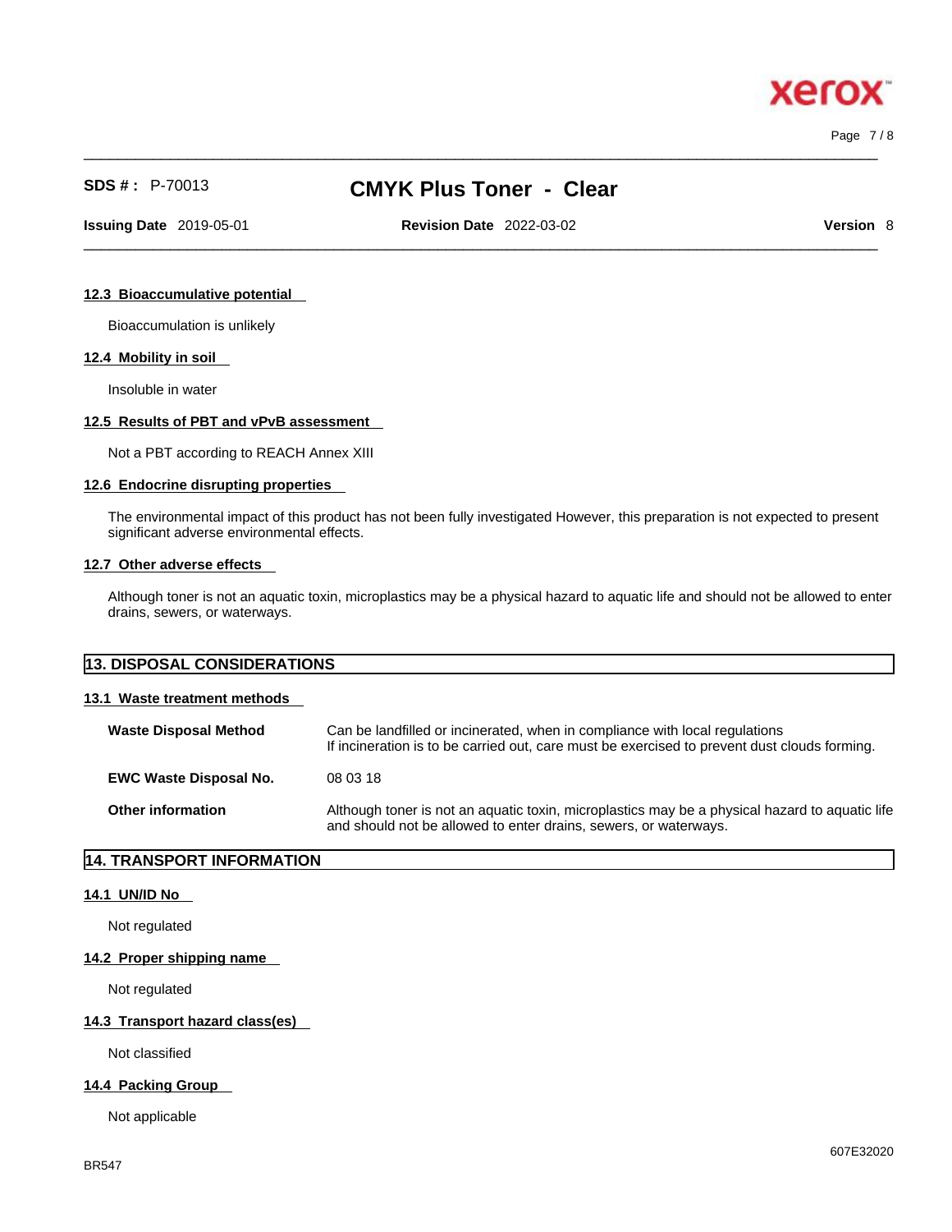#### 12.3 Bioaccumulative potential

Bioaccumulation is unlikely

#### 12.4 Mobility in soil

Insoluble in water

#### 12.5 Results of PBT and vPvB assessment

Not a PBT according to REACH Annex XIII

#### 12.6 Endocrine disrupting properties

The environmental impact of this product has not been fully investigated However, this preparation is not expected to present significant adverse environmental effects.

#### 12.7 Other adverse effects

Although toner is not an aquatic toxin, microplastics may be a physical hazard to aquatic life and should not be allowed to enter drains, sewers, or waterways.

## 13. DISPOSAL CONSIDERATIONS

#### 13.1 Waste treatment methods

| | |
|---|---|
| **Waste Disposal Method** | Can be landfilled or incinerated, when in compliance with local regulations<br>If incineration is to be carried out, care must be exercised to prevent dust clouds forming. |
| **EWC Waste Disposal No.** | 08 03 18 |
| **Other information** | Although toner is not an aquatic toxin, microplastics may be a physical hazard to aquatic life and should not be allowed to enter drains, sewers, or waterways. |

## 14. TRANSPORT INFORMATION

#### 14.1 UN/ID No

Not regulated

#### 14.2 Proper shipping name

Not regulated

#### 14.3 Transport hazard class(es)

Not classified

#### 14.4 Packing Group

Not applicable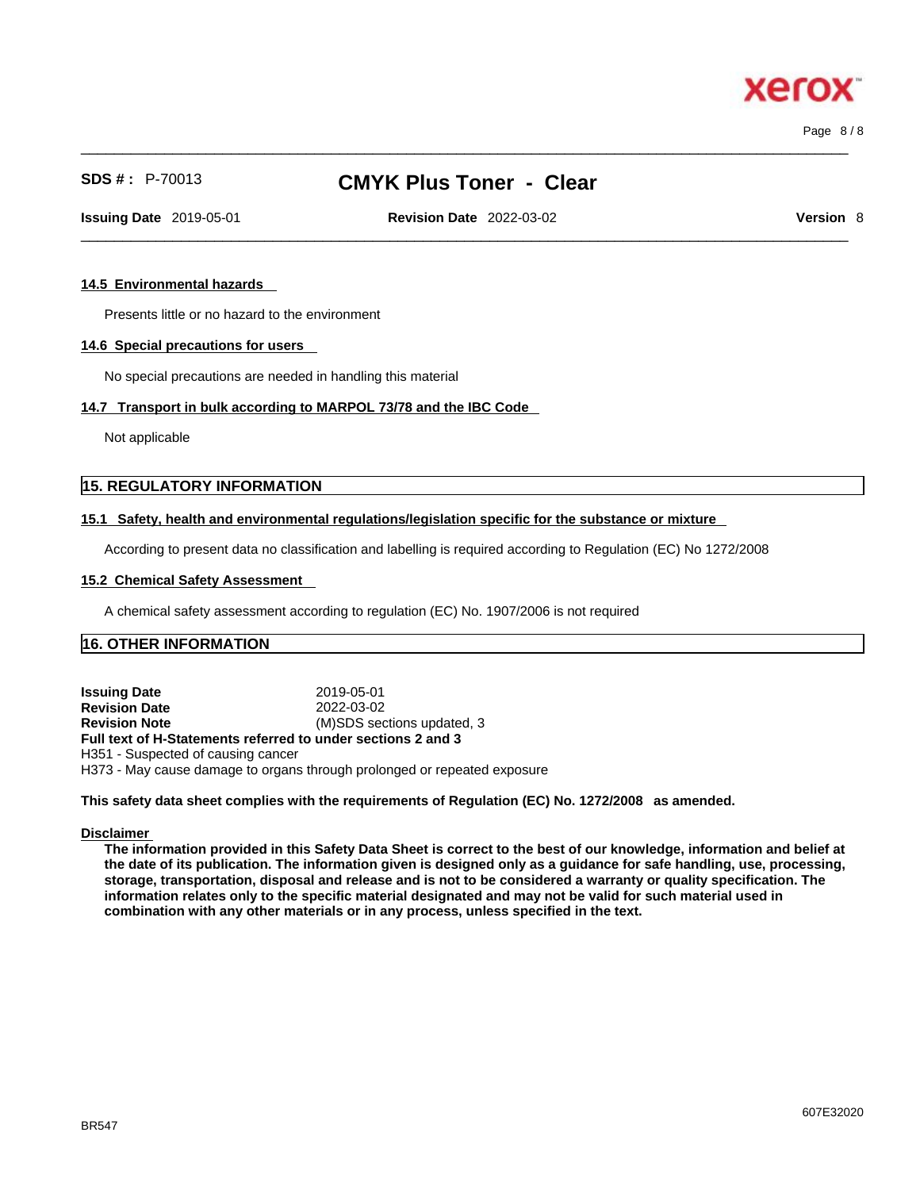#### 14.5 Environmental hazards

Presents little or no hazard to the environment

#### 14.6 Special precautions for users

No special precautions are needed in handling this material

#### 14.7 Transport in bulk according to MARPOL 73/78 and the IBC Code

Not applicable

## 15. REGULATORY INFORMATION

#### 15.1 Safety, health and environmental regulations/legislation specific for the substance or mixture

According to present data no classification and labelling is required according to Regulation (EC) No 1272/2008

#### 15.2 Chemical Safety Assessment

A chemical safety assessment according to regulation (EC) No. 1907/2006 is not required

## 16. OTHER INFORMATION

**Issuing Date** 2019-05-01
**Revision Date** 2022-03-02
**Revision Note** (M)SDS sections updated, 3

**Full text of H-Statements referred to under sections 2 and 3**

H351 - Suspected of causing cancer
H373 - May cause damage to organs through prolonged or repeated exposure

**This safety data sheet complies with the requirements of Regulation (EC) No. 1272/2008 as amended.**

**Disclaimer**

**The information provided in this Safety Data Sheet is correct to the best of our knowledge, information and belief at the date of its publication. The information given is designed only as a guidance for safe handling, use, processing, storage, transportation, disposal and release and is not to be considered a warranty or quality specification. The information relates only to the specific material designated and may not be valid for such material used in combination with any other materials or in any process, unless specified in the text.**